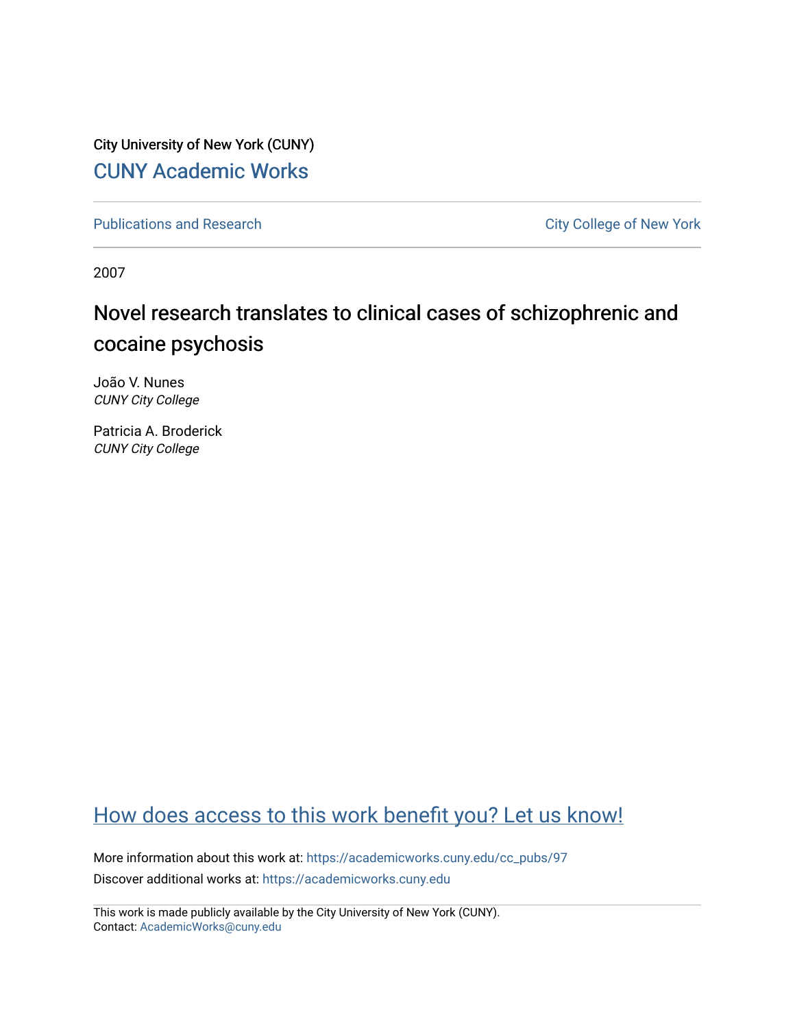City University of New York (CUNY)

CUNY Academic Works

Publications and Research

City College of New York

2007

# Novel research translates to clinical cases of schizophrenic and cocaine psychosis

João V. Nunes
*CUNY City College*

Patricia A. Broderick
*CUNY City College*

How does access to this work benefit you? Let us know!

More information about this work at: https://academicworks.cuny.edu/cc_pubs/97

Discover additional works at: https://academicworks.cuny.edu

This work is made publicly available by the City University of New York (CUNY).
Contact: AcademicWorks@cuny.edu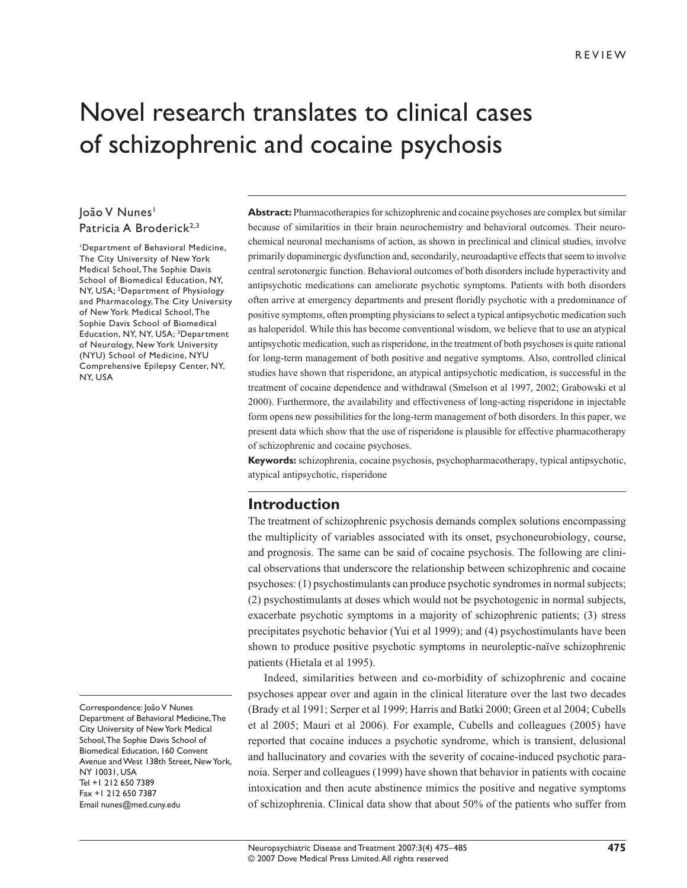REVIEW

# Novel research translates to clinical cases of schizophrenic and cocaine psychosis

João V Nunes[1]
Patricia A Broderick[2,3]

[1]Department of Behavioral Medicine, The City University of New York Medical School, The Sophie Davis School of Biomedical Education, NY, NY, USA; [2]Department of Physiology and Pharmacology, The City University of New York Medical School, The Sophie Davis School of Biomedical Education, NY, NY, USA; [3]Department of Neurology, New York University (NYU) School of Medicine, NYU Comprehensive Epilepsy Center, NY, NY, USA

Correspondence: João V Nunes
Department of Behavioral Medicine, The City University of New York Medical School, The Sophie Davis School of Biomedical Education, 160 Convent Avenue and West 138th Street, New York, NY 10031, USA
Tel +1 212 650 7389
Fax +1 212 650 7387
Email nunes@med.cuny.edu

**Abstract:** Pharmacotherapies for schizophrenic and cocaine psychoses are complex but similar because of similarities in their brain neurochemistry and behavioral outcomes. Their neurochemical neuronal mechanisms of action, as shown in preclinical and clinical studies, involve primarily dopaminergic dysfunction and, secondarily, neuroadaptive effects that seem to involve central serotonergic function. Behavioral outcomes of both disorders include hyperactivity and antipsychotic medications can ameliorate psychotic symptoms. Patients with both disorders often arrive at emergency departments and present floridly psychotic with a predominance of positive symptoms, often prompting physicians to select a typical antipsychotic medication such as haloperidol. While this has become conventional wisdom, we believe that to use an atypical antipsychotic medication, such as risperidone, in the treatment of both psychoses is quite rational for long-term management of both positive and negative symptoms. Also, controlled clinical studies have shown that risperidone, an atypical antipsychotic medication, is successful in the treatment of cocaine dependence and withdrawal (Smelson et al 1997, 2002; Grabowski et al 2000). Furthermore, the availability and effectiveness of long-acting risperidone in injectable form opens new possibilities for the long-term management of both disorders. In this paper, we present data which show that the use of risperidone is plausible for effective pharmacotherapy of schizophrenic and cocaine psychoses.

**Keywords:** schizophrenia, cocaine psychosis, psychopharmacotherapy, typical antipsychotic, atypical antipsychotic, risperidone

## Introduction

The treatment of schizophrenic psychosis demands complex solutions encompassing the multiplicity of variables associated with its onset, psychoneurobiology, course, and prognosis. The same can be said of cocaine psychosis. The following are clinical observations that underscore the relationship between schizophrenic and cocaine psychoses: (1) psychostimulants can produce psychotic syndromes in normal subjects; (2) psychostimulants at doses which would not be psychotogenic in normal subjects, exacerbate psychotic symptoms in a majority of schizophrenic patients; (3) stress precipitates psychotic behavior (Yui et al 1999); and (4) psychostimulants have been shown to produce positive psychotic symptoms in neuroleptic-naïve schizophrenic patients (Hietala et al 1995).

Indeed, similarities between and co-morbidity of schizophrenic and cocaine psychoses appear over and again in the clinical literature over the last two decades (Brady et al 1991; Serper et al 1999; Harris and Batki 2000; Green et al 2004; Cubells et al 2005; Mauri et al 2006). For example, Cubells and colleagues (2005) have reported that cocaine induces a psychotic syndrome, which is transient, delusional and hallucinatory and covaries with the severity of cocaine-induced psychotic paranoia. Serper and colleagues (1999) have shown that behavior in patients with cocaine intoxication and then acute abstinence mimics the positive and negative symptoms of schizophrenia. Clinical data show that about 50% of the patients who suffer from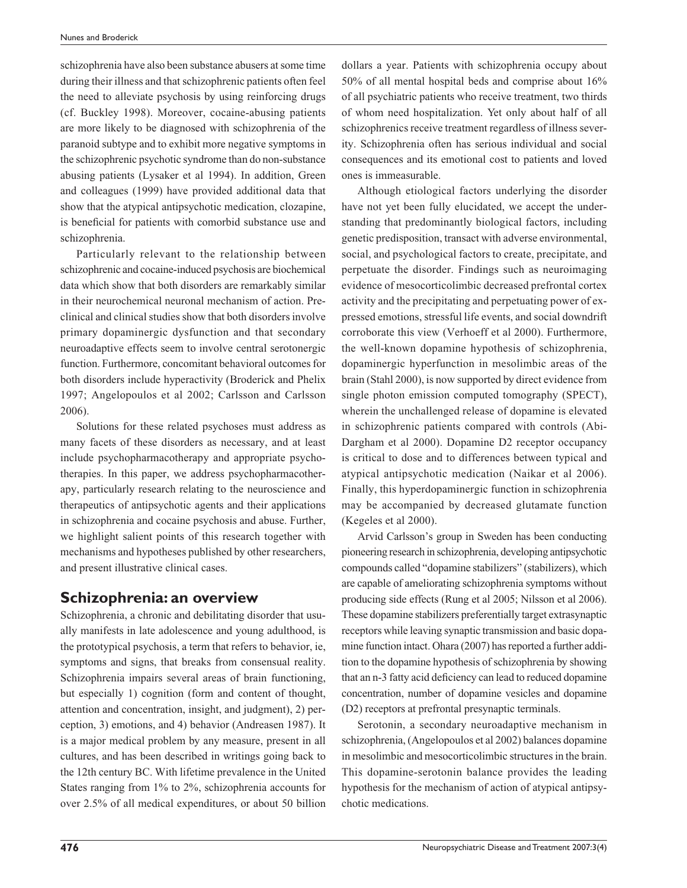schizophrenia have also been substance abusers at some time during their illness and that schizophrenic patients often feel the need to alleviate psychosis by using reinforcing drugs (cf. Buckley 1998). Moreover, cocaine-abusing patients are more likely to be diagnosed with schizophrenia of the paranoid subtype and to exhibit more negative symptoms in the schizophrenic psychotic syndrome than do non-substance abusing patients (Lysaker et al 1994). In addition, Green and colleagues (1999) have provided additional data that show that the atypical antipsychotic medication, clozapine, is beneficial for patients with comorbid substance use and schizophrenia.

Particularly relevant to the relationship between schizophrenic and cocaine-induced psychosis are biochemical data which show that both disorders are remarkably similar in their neurochemical neuronal mechanism of action. Preclinical and clinical studies show that both disorders involve primary dopaminergic dysfunction and that secondary neuroadaptive effects seem to involve central serotonergic function. Furthermore, concomitant behavioral outcomes for both disorders include hyperactivity (Broderick and Phelix 1997; Angelopoulos et al 2002; Carlsson and Carlsson 2006).

Solutions for these related psychoses must address as many facets of these disorders as necessary, and at least include psychopharmacotherapy and appropriate psychotherapies. In this paper, we address psychopharmacotherapy, particularly research relating to the neuroscience and therapeutics of antipsychotic agents and their applications in schizophrenia and cocaine psychosis and abuse. Further, we highlight salient points of this research together with mechanisms and hypotheses published by other researchers, and present illustrative clinical cases.

## Schizophrenia: an overview

Schizophrenia, a chronic and debilitating disorder that usually manifests in late adolescence and young adulthood, is the prototypical psychosis, a term that refers to behavior, ie, symptoms and signs, that breaks from consensual reality. Schizophrenia impairs several areas of brain functioning, but especially 1) cognition (form and content of thought, attention and concentration, insight, and judgment), 2) perception, 3) emotions, and 4) behavior (Andreasen 1987). It is a major medical problem by any measure, present in all cultures, and has been described in writings going back to the 12th century BC. With lifetime prevalence in the United States ranging from 1% to 2%, schizophrenia accounts for over 2.5% of all medical expenditures, or about 50 billion dollars a year. Patients with schizophrenia occupy about 50% of all mental hospital beds and comprise about 16% of all psychiatric patients who receive treatment, two thirds of whom need hospitalization. Yet only about half of all schizophrenics receive treatment regardless of illness severity. Schizophrenia often has serious individual and social consequences and its emotional cost to patients and loved ones is immeasurable.

Although etiological factors underlying the disorder have not yet been fully elucidated, we accept the understanding that predominantly biological factors, including genetic predisposition, transact with adverse environmental, social, and psychological factors to create, precipitate, and perpetuate the disorder. Findings such as neuroimaging evidence of mesocorticolimbic decreased prefrontal cortex activity and the precipitating and perpetuating power of expressed emotions, stressful life events, and social downdrift corroborate this view (Verhoeff et al 2000). Furthermore, the well-known dopamine hypothesis of schizophrenia, dopaminergic hyperfunction in mesolimbic areas of the brain (Stahl 2000), is now supported by direct evidence from single photon emission computed tomography (SPECT), wherein the unchallenged release of dopamine is elevated in schizophrenic patients compared with controls (Abi-Dargham et al 2000). Dopamine D2 receptor occupancy is critical to dose and to differences between typical and atypical antipsychotic medication (Naikar et al 2006). Finally, this hyperdopaminergic function in schizophrenia may be accompanied by decreased glutamate function (Kegeles et al 2000).

Arvid Carlsson's group in Sweden has been conducting pioneering research in schizophrenia, developing antipsychotic compounds called "dopamine stabilizers" (stabilizers), which are capable of ameliorating schizophrenia symptoms without producing side effects (Rung et al 2005; Nilsson et al 2006). These dopamine stabilizers preferentially target extrasynaptic receptors while leaving synaptic transmission and basic dopamine function intact. Ohara (2007) has reported a further addition to the dopamine hypothesis of schizophrenia by showing that an n-3 fatty acid deficiency can lead to reduced dopamine concentration, number of dopamine vesicles and dopamine (D2) receptors at prefrontal presynaptic terminals.

Serotonin, a secondary neuroadaptive mechanism in schizophrenia, (Angelopoulos et al 2002) balances dopamine in mesolimbic and mesocorticolimbic structures in the brain. This dopamine-serotonin balance provides the leading hypothesis for the mechanism of action of atypical antipsychotic medications.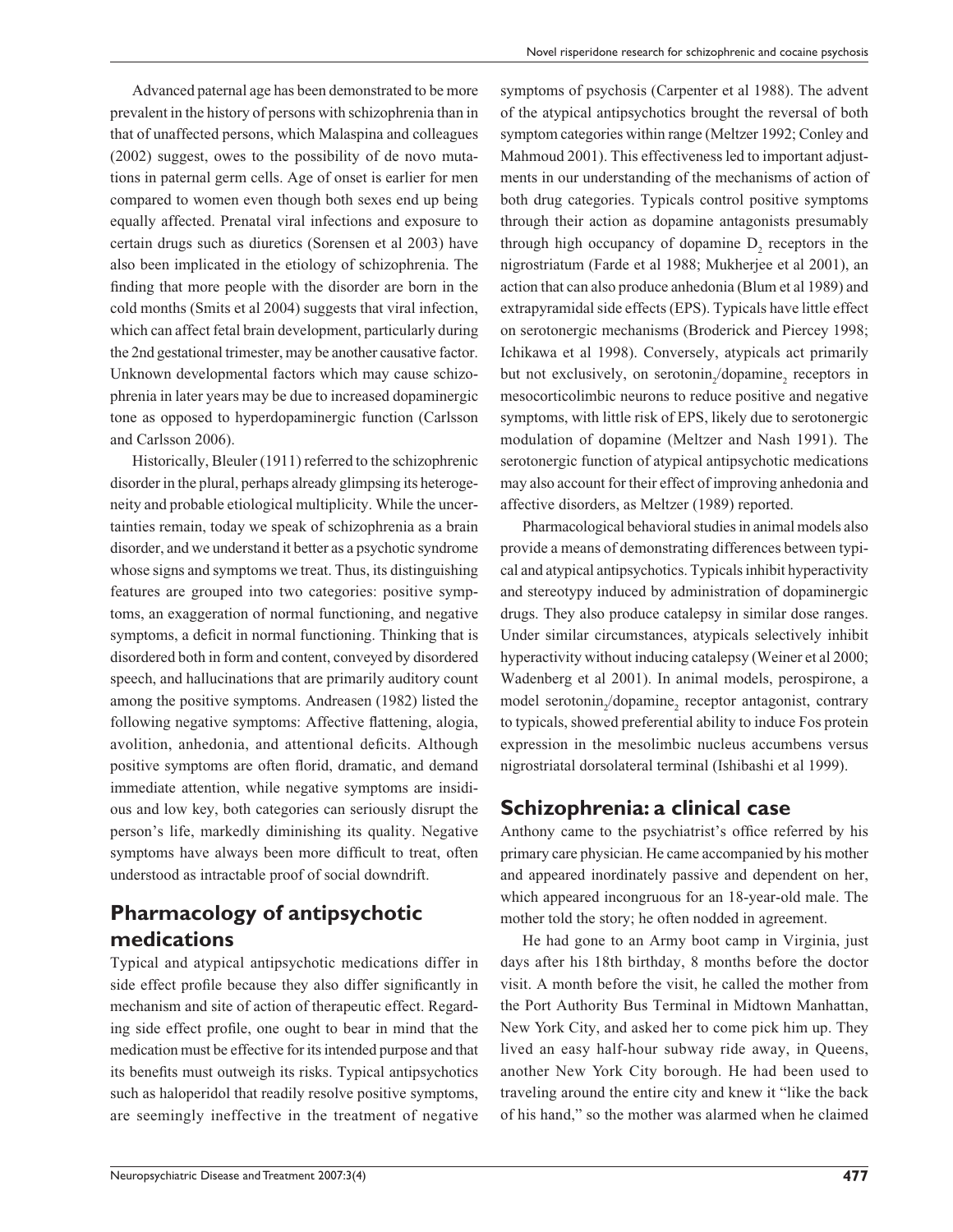Advanced paternal age has been demonstrated to be more prevalent in the history of persons with schizophrenia than in that of unaffected persons, which Malaspina and colleagues (2002) suggest, owes to the possibility of de novo mutations in paternal germ cells. Age of onset is earlier for men compared to women even though both sexes end up being equally affected. Prenatal viral infections and exposure to certain drugs such as diuretics (Sorensen et al 2003) have also been implicated in the etiology of schizophrenia. The finding that more people with the disorder are born in the cold months (Smits et al 2004) suggests that viral infection, which can affect fetal brain development, particularly during the 2nd gestational trimester, may be another causative factor. Unknown developmental factors which may cause schizophrenia in later years may be due to increased dopaminergic tone as opposed to hyperdopaminergic function (Carlsson and Carlsson 2006).

Historically, Bleuler (1911) referred to the schizophrenic disorder in the plural, perhaps already glimpsing its heterogeneity and probable etiological multiplicity. While the uncertainties remain, today we speak of schizophrenia as a brain disorder, and we understand it better as a psychotic syndrome whose signs and symptoms we treat. Thus, its distinguishing features are grouped into two categories: positive symptoms, an exaggeration of normal functioning, and negative symptoms, a deficit in normal functioning. Thinking that is disordered both in form and content, conveyed by disordered speech, and hallucinations that are primarily auditory count among the positive symptoms. Andreasen (1982) listed the following negative symptoms: Affective flattening, alogia, avolition, anhedonia, and attentional deficits. Although positive symptoms are often florid, dramatic, and demand immediate attention, while negative symptoms are insidious and low key, both categories can seriously disrupt the person's life, markedly diminishing its quality. Negative symptoms have always been more difficult to treat, often understood as intractable proof of social downdrift.

## Pharmacology of antipsychotic medications

Typical and atypical antipsychotic medications differ in side effect profile because they also differ significantly in mechanism and site of action of therapeutic effect. Regarding side effect profile, one ought to bear in mind that the medication must be effective for its intended purpose and that its benefits must outweigh its risks. Typical antipsychotics such as haloperidol that readily resolve positive symptoms, are seemingly ineffective in the treatment of negative symptoms of psychosis (Carpenter et al 1988). The advent of the atypical antipsychotics brought the reversal of both symptom categories within range (Meltzer 1992; Conley and Mahmoud 2001). This effectiveness led to important adjustments in our understanding of the mechanisms of action of both drug categories. Typicals control positive symptoms through their action as dopamine antagonists presumably through high occupancy of dopamine $D_2$ receptors in the nigrostriatum (Farde et al 1988; Mukherjee et al 2001), an action that can also produce anhedonia (Blum et al 1989) and extrapyramidal side effects (EPS). Typicals have little effect on serotonergic mechanisms (Broderick and Piercey 1998; Ichikawa et al 1998). Conversely, atypicals act primarily but not exclusively, on serotonin$_2$/dopamine$_2$ receptors in mesocorticolimbic neurons to reduce positive and negative symptoms, with little risk of EPS, likely due to serotonergic modulation of dopamine (Meltzer and Nash 1991). The serotonergic function of atypical antipsychotic medications may also account for their effect of improving anhedonia and affective disorders, as Meltzer (1989) reported.

Pharmacological behavioral studies in animal models also provide a means of demonstrating differences between typical and atypical antipsychotics. Typicals inhibit hyperactivity and stereotypy induced by administration of dopaminergic drugs. They also produce catalepsy in similar dose ranges. Under similar circumstances, atypicals selectively inhibit hyperactivity without inducing catalepsy (Weiner et al 2000; Wadenberg et al 2001). In animal models, perospirone, a model serotonin$_2$/dopamine$_2$ receptor antagonist, contrary to typicals, showed preferential ability to induce Fos protein expression in the mesolimbic nucleus accumbens versus nigrostriatal dorsolateral terminal (Ishibashi et al 1999).

## Schizophrenia: a clinical case

Anthony came to the psychiatrist's office referred by his primary care physician. He came accompanied by his mother and appeared inordinately passive and dependent on her, which appeared incongruous for an 18-year-old male. The mother told the story; he often nodded in agreement.

He had gone to an Army boot camp in Virginia, just days after his 18th birthday, 8 months before the doctor visit. A month before the visit, he called the mother from the Port Authority Bus Terminal in Midtown Manhattan, New York City, and asked her to come pick him up. They lived an easy half-hour subway ride away, in Queens, another New York City borough. He had been used to traveling around the entire city and knew it "like the back of his hand," so the mother was alarmed when he claimed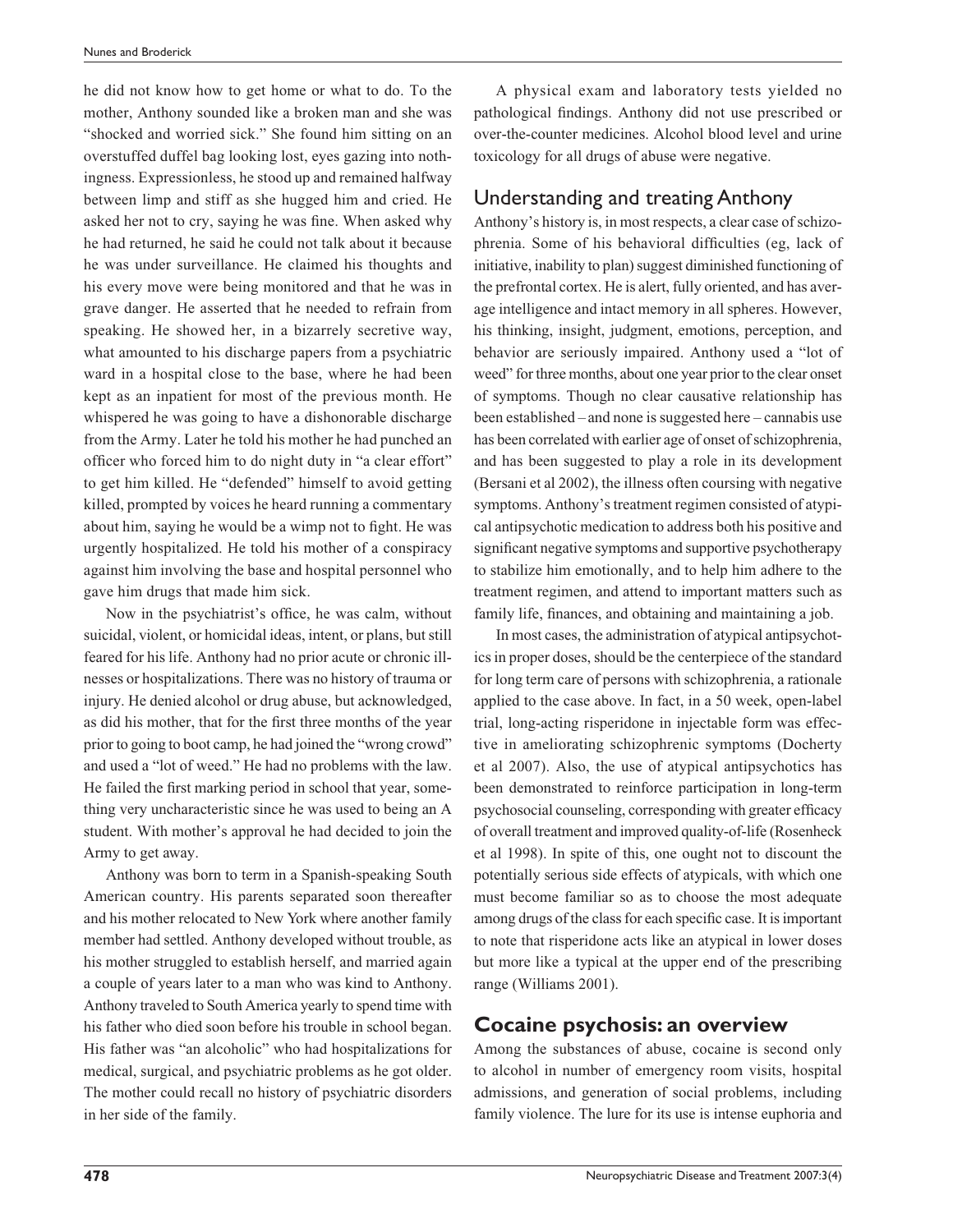he did not know how to get home or what to do. To the mother, Anthony sounded like a broken man and she was "shocked and worried sick." She found him sitting on an overstuffed duffel bag looking lost, eyes gazing into nothingness. Expressionless, he stood up and remained halfway between limp and stiff as she hugged him and cried. He asked her not to cry, saying he was fine. When asked why he had returned, he said he could not talk about it because he was under surveillance. He claimed his thoughts and his every move were being monitored and that he was in grave danger. He asserted that he needed to refrain from speaking. He showed her, in a bizarrely secretive way, what amounted to his discharge papers from a psychiatric ward in a hospital close to the base, where he had been kept as an inpatient for most of the previous month. He whispered he was going to have a dishonorable discharge from the Army. Later he told his mother he had punched an officer who forced him to do night duty in "a clear effort" to get him killed. He "defended" himself to avoid getting killed, prompted by voices he heard running a commentary about him, saying he would be a wimp not to fight. He was urgently hospitalized. He told his mother of a conspiracy against him involving the base and hospital personnel who gave him drugs that made him sick.

Now in the psychiatrist's office, he was calm, without suicidal, violent, or homicidal ideas, intent, or plans, but still feared for his life. Anthony had no prior acute or chronic illnesses or hospitalizations. There was no history of trauma or injury. He denied alcohol or drug abuse, but acknowledged, as did his mother, that for the first three months of the year prior to going to boot camp, he had joined the "wrong crowd" and used a "lot of weed." He had no problems with the law. He failed the first marking period in school that year, something very uncharacteristic since he was used to being an A student. With mother's approval he had decided to join the Army to get away.

Anthony was born to term in a Spanish-speaking South American country. His parents separated soon thereafter and his mother relocated to New York where another family member had settled. Anthony developed without trouble, as his mother struggled to establish herself, and married again a couple of years later to a man who was kind to Anthony. Anthony traveled to South America yearly to spend time with his father who died soon before his trouble in school began. His father was "an alcoholic" who had hospitalizations for medical, surgical, and psychiatric problems as he got older. The mother could recall no history of psychiatric disorders in her side of the family.

A physical exam and laboratory tests yielded no pathological findings. Anthony did not use prescribed or over-the-counter medicines. Alcohol blood level and urine toxicology for all drugs of abuse were negative.

## Understanding and treating Anthony

Anthony's history is, in most respects, a clear case of schizophrenia. Some of his behavioral difficulties (eg, lack of initiative, inability to plan) suggest diminished functioning of the prefrontal cortex. He is alert, fully oriented, and has average intelligence and intact memory in all spheres. However, his thinking, insight, judgment, emotions, perception, and behavior are seriously impaired. Anthony used a "lot of weed" for three months, about one year prior to the clear onset of symptoms. Though no clear causative relationship has been established – and none is suggested here – cannabis use has been correlated with earlier age of onset of schizophrenia, and has been suggested to play a role in its development (Bersani et al 2002), the illness often coursing with negative symptoms. Anthony's treatment regimen consisted of atypical antipsychotic medication to address both his positive and significant negative symptoms and supportive psychotherapy to stabilize him emotionally, and to help him adhere to the treatment regimen, and attend to important matters such as family life, finances, and obtaining and maintaining a job.

In most cases, the administration of atypical antipsychotics in proper doses, should be the centerpiece of the standard for long term care of persons with schizophrenia, a rationale applied to the case above. In fact, in a 50 week, open-label trial, long-acting risperidone in injectable form was effective in ameliorating schizophrenic symptoms (Docherty et al 2007). Also, the use of atypical antipsychotics has been demonstrated to reinforce participation in long-term psychosocial counseling, corresponding with greater efficacy of overall treatment and improved quality-of-life (Rosenheck et al 1998). In spite of this, one ought not to discount the potentially serious side effects of atypicals, with which one must become familiar so as to choose the most adequate among drugs of the class for each specific case. It is important to note that risperidone acts like an atypical in lower doses but more like a typical at the upper end of the prescribing range (Williams 2001).

## Cocaine psychosis: an overview

Among the substances of abuse, cocaine is second only to alcohol in number of emergency room visits, hospital admissions, and generation of social problems, including family violence. The lure for its use is intense euphoria and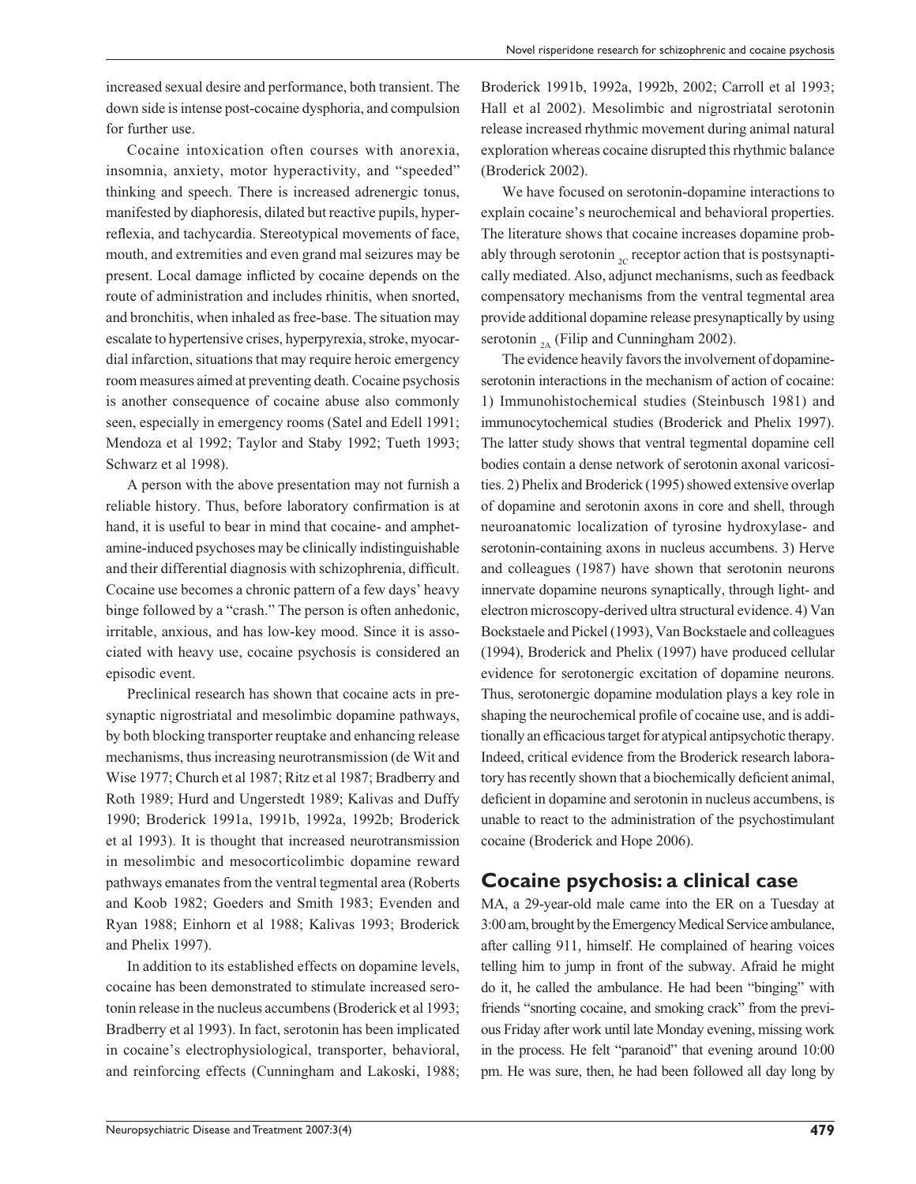increased sexual desire and performance, both transient. The down side is intense post-cocaine dysphoria, and compulsion for further use.

Cocaine intoxication often courses with anorexia, insomnia, anxiety, motor hyperactivity, and "speeded" thinking and speech. There is increased adrenergic tonus, manifested by diaphoresis, dilated but reactive pupils, hyperreflexia, and tachycardia. Stereotypical movements of face, mouth, and extremities and even grand mal seizures may be present. Local damage inflicted by cocaine depends on the route of administration and includes rhinitis, when snorted, and bronchitis, when inhaled as free-base. The situation may escalate to hypertensive crises, hyperpyrexia, stroke, myocardial infarction, situations that may require heroic emergency room measures aimed at preventing death. Cocaine psychosis is another consequence of cocaine abuse also commonly seen, especially in emergency rooms (Satel and Edell 1991; Mendoza et al 1992; Taylor and Staby 1992; Tueth 1993; Schwarz et al 1998).

A person with the above presentation may not furnish a reliable history. Thus, before laboratory confirmation is at hand, it is useful to bear in mind that cocaine- and amphetamine-induced psychoses may be clinically indistinguishable and their differential diagnosis with schizophrenia, difficult. Cocaine use becomes a chronic pattern of a few days' heavy binge followed by a "crash." The person is often anhedonic, irritable, anxious, and has low-key mood. Since it is associated with heavy use, cocaine psychosis is considered an episodic event.

Preclinical research has shown that cocaine acts in presynaptic nigrostriatal and mesolimbic dopamine pathways, by both blocking transporter reuptake and enhancing release mechanisms, thus increasing neurotransmission (de Wit and Wise 1977; Church et al 1987; Ritz et al 1987; Bradberry and Roth 1989; Hurd and Ungerstedt 1989; Kalivas and Duffy 1990; Broderick 1991a, 1991b, 1992a, 1992b; Broderick et al 1993). It is thought that increased neurotransmission in mesolimbic and mesocorticolimbic dopamine reward pathways emanates from the ventral tegmental area (Roberts and Koob 1982; Goeders and Smith 1983; Evenden and Ryan 1988; Einhorn et al 1988; Kalivas 1993; Broderick and Phelix 1997).

In addition to its established effects on dopamine levels, cocaine has been demonstrated to stimulate increased serotonin release in the nucleus accumbens (Broderick et al 1993; Bradberry et al 1993). In fact, serotonin has been implicated in cocaine's electrophysiological, transporter, behavioral, and reinforcing effects (Cunningham and Lakoski, 1988; Broderick 1991b, 1992a, 1992b, 2002; Carroll et al 1993; Hall et al 2002). Mesolimbic and nigrostriatal serotonin release increased rhythmic movement during animal natural exploration whereas cocaine disrupted this rhythmic balance (Broderick 2002).

We have focused on serotonin-dopamine interactions to explain cocaine's neurochemical and behavioral properties. The literature shows that cocaine increases dopamine probably through serotonin $_{2C}$ receptor action that is postsynaptically mediated. Also, adjunct mechanisms, such as feedback compensatory mechanisms from the ventral tegmental area provide additional dopamine release presynaptically by using serotonin $_{2A}$ (Filip and Cunningham 2002).

The evidence heavily favors the involvement of dopamine-serotonin interactions in the mechanism of action of cocaine: 1) Immunohistochemical studies (Steinbusch 1981) and immunocytochemical studies (Broderick and Phelix 1997). The latter study shows that ventral tegmental dopamine cell bodies contain a dense network of serotonin axonal varicosities. 2) Phelix and Broderick (1995) showed extensive overlap of dopamine and serotonin axons in core and shell, through neuroanatomic localization of tyrosine hydroxylase- and serotonin-containing axons in nucleus accumbens. 3) Herve and colleagues (1987) have shown that serotonin neurons innervate dopamine neurons synaptically, through light- and electron microscopy-derived ultra structural evidence. 4) Van Bockstaele and Pickel (1993), Van Bockstaele and colleagues (1994), Broderick and Phelix (1997) have produced cellular evidence for serotonergic excitation of dopamine neurons. Thus, serotonergic dopamine modulation plays a key role in shaping the neurochemical profile of cocaine use, and is additionally an efficacious target for atypical antipsychotic therapy. Indeed, critical evidence from the Broderick research laboratory has recently shown that a biochemically deficient animal, deficient in dopamine and serotonin in nucleus accumbens, is unable to react to the administration of the psychostimulant cocaine (Broderick and Hope 2006).

## Cocaine psychosis: a clinical case

MA, a 29-year-old male came into the ER on a Tuesday at 3:00 am, brought by the Emergency Medical Service ambulance, after calling 911, himself. He complained of hearing voices telling him to jump in front of the subway. Afraid he might do it, he called the ambulance. He had been "binging" with friends "snorting cocaine, and smoking crack" from the previous Friday after work until late Monday evening, missing work in the process. He felt "paranoid" that evening around 10:00 pm. He was sure, then, he had been followed all day long by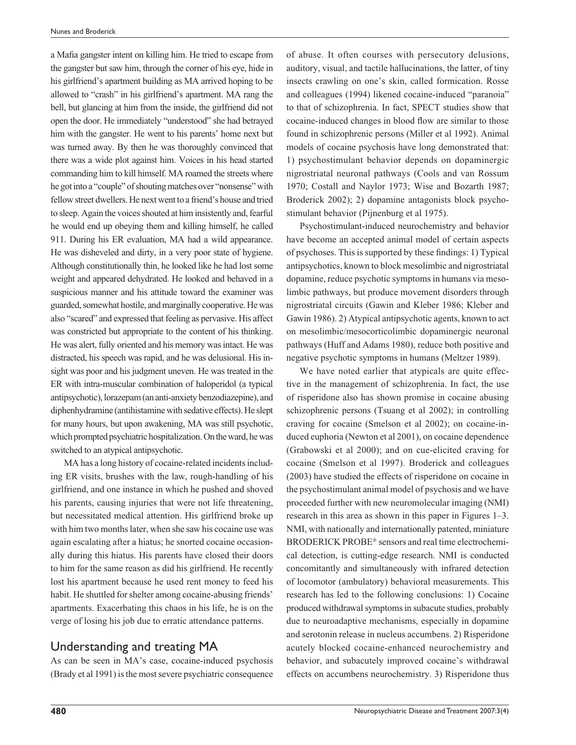a Mafia gangster intent on killing him. He tried to escape from the gangster but saw him, through the corner of his eye, hide in his girlfriend's apartment building as MA arrived hoping to be allowed to "crash" in his girlfriend's apartment. MA rang the bell, but glancing at him from the inside, the girlfriend did not open the door. He immediately "understood" she had betrayed him with the gangster. He went to his parents' home next but was turned away. By then he was thoroughly convinced that there was a wide plot against him. Voices in his head started commanding him to kill himself. MA roamed the streets where he got into a "couple" of shouting matches over "nonsense" with fellow street dwellers. He next went to a friend's house and tried to sleep. Again the voices shouted at him insistently and, fearful he would end up obeying them and killing himself, he called 911. During his ER evaluation, MA had a wild appearance. He was disheveled and dirty, in a very poor state of hygiene. Although constitutionally thin, he looked like he had lost some weight and appeared dehydrated. He looked and behaved in a suspicious manner and his attitude toward the examiner was guarded, somewhat hostile, and marginally cooperative. He was also "scared" and expressed that feeling as pervasive. His affect was constricted but appropriate to the content of his thinking. He was alert, fully oriented and his memory was intact. He was distracted, his speech was rapid, and he was delusional. His insight was poor and his judgment uneven. He was treated in the ER with intra-muscular combination of haloperidol (a typical antipsychotic), lorazepam (an anti-anxiety benzodiazepine), and diphenhydramine (antihistamine with sedative effects). He slept for many hours, but upon awakening, MA was still psychotic, which prompted psychiatric hospitalization. On the ward, he was switched to an atypical antipsychotic.

MA has a long history of cocaine-related incidents including ER visits, brushes with the law, rough-handling of his girlfriend, and one instance in which he pushed and shoved his parents, causing injuries that were not life threatening, but necessitated medical attention. His girlfriend broke up with him two months later, when she saw his cocaine use was again escalating after a hiatus; he snorted cocaine occasionally during this hiatus. His parents have closed their doors to him for the same reason as did his girlfriend. He recently lost his apartment because he used rent money to feed his habit. He shuttled for shelter among cocaine-abusing friends' apartments. Exacerbating this chaos in his life, he is on the verge of losing his job due to erratic attendance patterns.

## Understanding and treating MA

As can be seen in MA's case, cocaine-induced psychosis (Brady et al 1991) is the most severe psychiatric consequence of abuse. It often courses with persecutory delusions, auditory, visual, and tactile hallucinations, the latter, of tiny insects crawling on one's skin, called formication. Rosse and colleagues (1994) likened cocaine-induced "paranoia" to that of schizophrenia. In fact, SPECT studies show that cocaine-induced changes in blood flow are similar to those found in schizophrenic persons (Miller et al 1992). Animal models of cocaine psychosis have long demonstrated that: 1) psychostimulant behavior depends on dopaminergic nigrostriatal neuronal pathways (Cools and van Rossum 1970; Costall and Naylor 1973; Wise and Bozarth 1987; Broderick 2002); 2) dopamine antagonists block psychostimulant behavior (Pijnenburg et al 1975).

Psychostimulant-induced neurochemistry and behavior have become an accepted animal model of certain aspects of psychoses. This is supported by these findings: 1) Typical antipsychotics, known to block mesolimbic and nigrostriatal dopamine, reduce psychotic symptoms in humans via mesolimbic pathways, but produce movement disorders through nigrostriatal circuits (Gawin and Kleber 1986; Kleber and Gawin 1986). 2) Atypical antipsychotic agents, known to act on mesolimbic/mesocorticolimbic dopaminergic neuronal pathways (Huff and Adams 1980), reduce both positive and negative psychotic symptoms in humans (Meltzer 1989).

We have noted earlier that atypicals are quite effective in the management of schizophrenia. In fact, the use of risperidone also has shown promise in cocaine abusing schizophrenic persons (Tsuang et al 2002); in controlling craving for cocaine (Smelson et al 2002); on cocaine-induced euphoria (Newton et al 2001), on cocaine dependence (Grabowski et al 2000); and on cue-elicited craving for cocaine (Smelson et al 1997). Broderick and colleagues (2003) have studied the effects of risperidone on cocaine in the psychostimulant animal model of psychosis and we have proceeded further with new neuromolecular imaging (NMI) research in this area as shown in this paper in Figures 1–3. NMI, with nationally and internationally patented, miniature BRODERICK PROBE® sensors and real time electrochemical detection, is cutting-edge research. NMI is conducted concomitantly and simultaneously with infrared detection of locomotor (ambulatory) behavioral measurements. This research has led to the following conclusions: 1) Cocaine produced withdrawal symptoms in subacute studies, probably due to neuroadaptive mechanisms, especially in dopamine and serotonin release in nucleus accumbens. 2) Risperidone acutely blocked cocaine-enhanced neurochemistry and behavior, and subacutely improved cocaine's withdrawal effects on accumbens neurochemistry. 3) Risperidone thus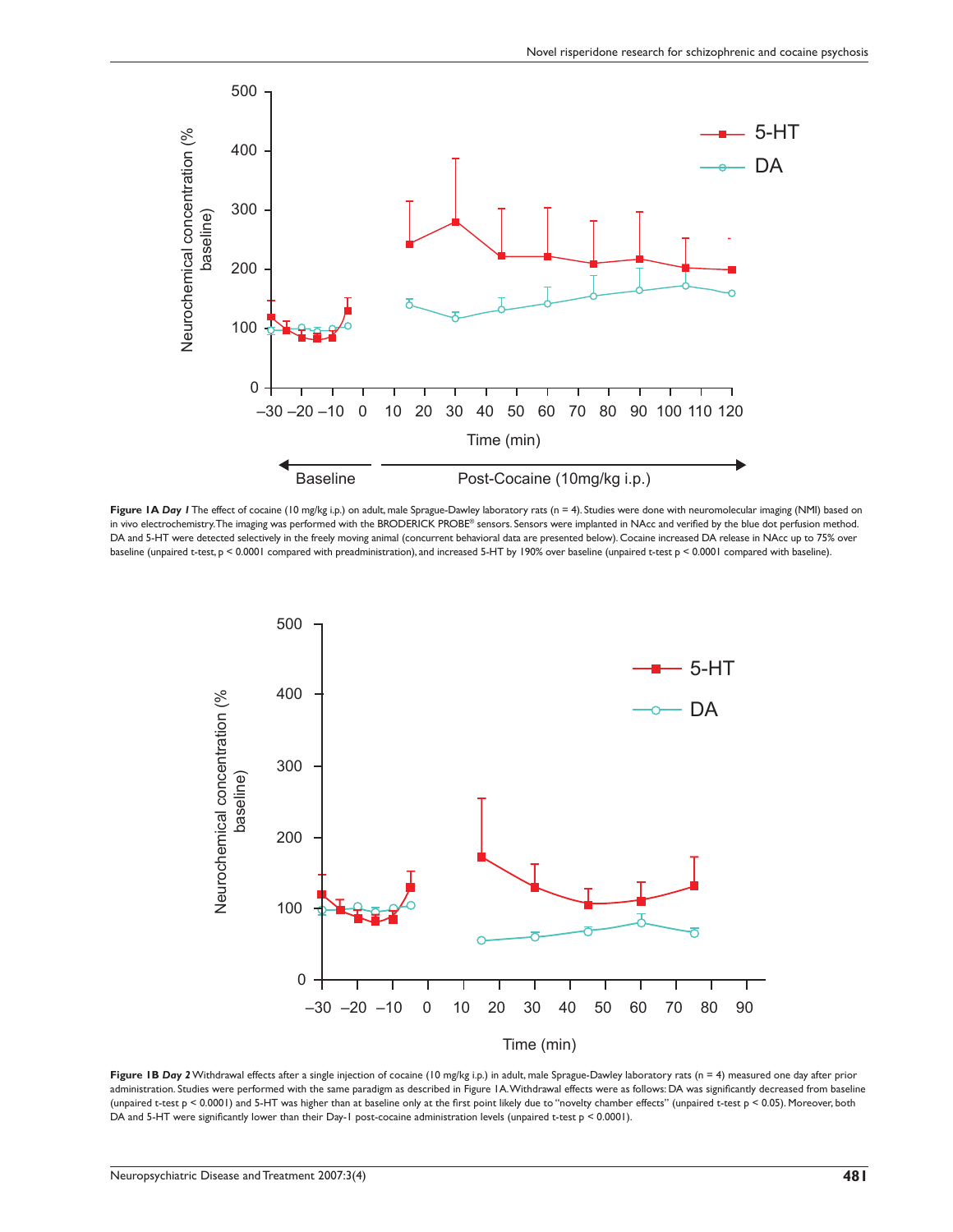**Figure 1A** ***Day 1*** The effect of cocaine (10 mg/kg i.p.) on adult, male Sprague-Dawley laboratory rats (n = 4). Studies were done with neuromolecular imaging (NMI) based on in vivo electrochemistry. The imaging was performed with the BRODERICK PROBE® sensors. Sensors were implanted in NAcc and verified by the blue dot perfusion method. DA and 5-HT were detected selectively in the freely moving animal (concurrent behavioral data are presented below). Cocaine increased DA release in NAcc up to 75% over baseline (unpaired t-test, $p < 0.0001$ compared with preadministration), and increased 5-HT by 190% over baseline (unpaired t-test $p < 0.0001$ compared with baseline).

**Figure 1B** ***Day 2*** Withdrawal effects after a single injection of cocaine (10 mg/kg i.p.) in adult, male Sprague-Dawley laboratory rats (n = 4) measured one day after prior administration. Studies were performed with the same paradigm as described in Figure 1A. Withdrawal effects were as follows: DA was significantly decreased from baseline (unpaired t-test $p < 0.0001$) and 5-HT was higher than at baseline only at the first point likely due to "novelty chamber effects" (unpaired t-test $p < 0.05$). Moreover, both DA and 5-HT were significantly lower than their Day-1 post-cocaine administration levels (unpaired t-test $p < 0.0001$).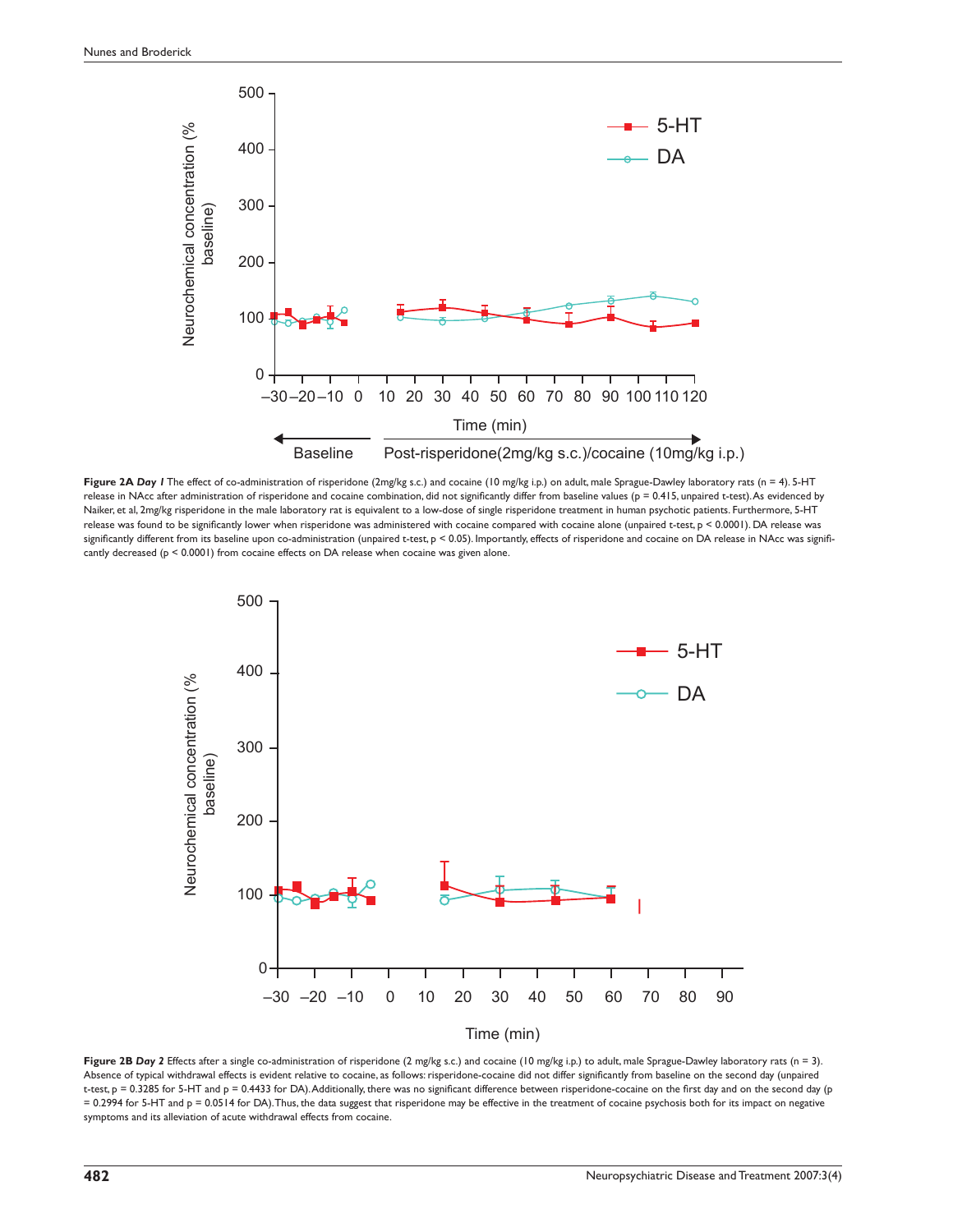**Figure 2A** ***Day 1*** The effect of co-administration of risperidone (2mg/kg s.c.) and cocaine (10 mg/kg i.p.) on adult, male Sprague-Dawley laboratory rats (n = 4). 5-HT release in NAcc after administration of risperidone and cocaine combination, did not significantly differ from baseline values (p = 0.415, unpaired t-test). As evidenced by Naiker, et al, 2mg/kg risperidone in the male laboratory rat is equivalent to a low-dose of single risperidone treatment in human psychotic patients. Furthermore, 5-HT release was found to be significantly lower when risperidone was administered with cocaine compared with cocaine alone (unpaired t-test, $p < 0.0001$). DA release was significantly different from its baseline upon co-administration (unpaired t-test, $p < 0.05$). Importantly, effects of risperidone and cocaine on DA release in NAcc was significantly decreased ($p < 0.0001$) from cocaine effects on DA release when cocaine was given alone.

**Figure 2B** ***Day 2*** Effects after a single co-administration of risperidone (2 mg/kg s.c.) and cocaine (10 mg/kg i.p.) to adult, male Sprague-Dawley laboratory rats (n = 3). Absence of typical withdrawal effects is evident relative to cocaine, as follows: risperidone-cocaine did not differ significantly from baseline on the second day (unpaired t-test, p = 0.3285 for 5-HT and p = 0.4433 for DA). Additionally, there was no significant difference between risperidone-cocaine on the first day and on the second day (p = 0.2994 for 5-HT and p = 0.0514 for DA). Thus, the data suggest that risperidone may be effective in the treatment of cocaine psychosis both for its impact on negative symptoms and its alleviation of acute withdrawal effects from cocaine.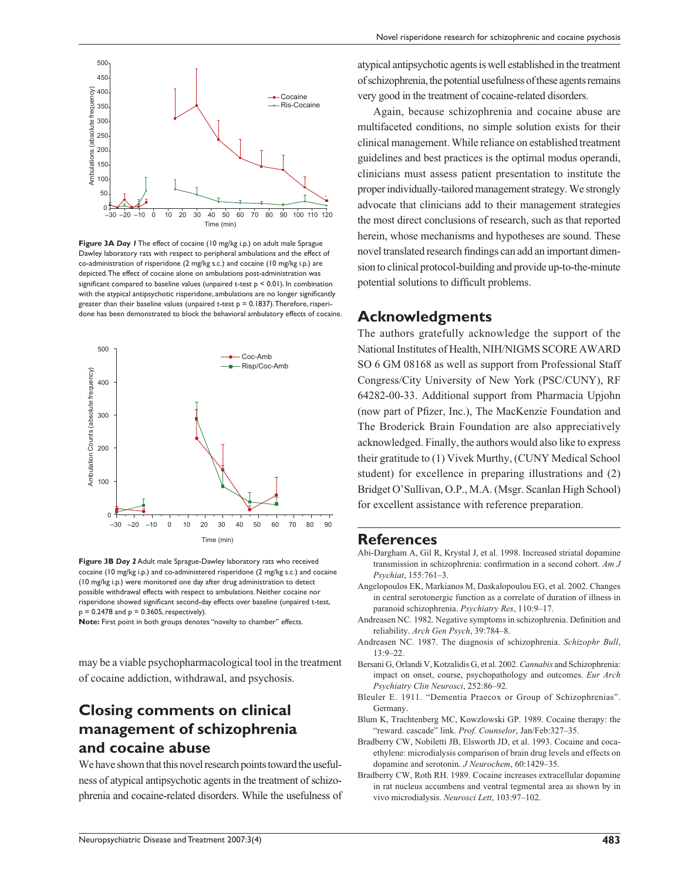**Figure 3A** *Day 1* The effect of cocaine (10 mg/kg i.p.) on adult male Sprague Dawley laboratory rats with respect to peripheral ambulations and the effect of co-administration of risperidone (2 mg/kg s.c.) and cocaine (10 mg/kg i.p.) are depicted. The effect of cocaine alone on ambulations post-administration was significant compared to baseline values (unpaired t-test $p < 0.01$). In combination with the atypical antipsychotic risperidone, ambulations are no longer significantly greater than their baseline values (unpaired t-test $p = 0.1837$). Therefore, risperidone has been demonstrated to block the behavioral ambulatory effects of cocaine.

**Figure 3B** *Day 2* Adult male Sprague-Dawley laboratory rats who received cocaine (10 mg/kg i.p.) and co-administered risperidone (2 mg/kg s.c.) and cocaine (10 mg/kg i.p.) were monitored one day after drug administration to detect possible withdrawal effects with respect to ambulations. Neither cocaine nor risperidone showed significant second-day effects over baseline (unpaired t-test, $p = 0.2478$ and $p = 0.3605$, respectively).

**Note:** First point in both groups denotes "novelty to chamber" effects.

may be a viable psychopharmacological tool in the treatment of cocaine addiction, withdrawal, and psychosis.

## Closing comments on clinical management of schizophrenia and cocaine abuse

We have shown that this novel research points toward the usefulness of atypical antipsychotic agents in the treatment of schizophrenia and cocaine-related disorders. While the usefulness of atypical antipsychotic agents is well established in the treatment of schizophrenia, the potential usefulness of these agents remains very good in the treatment of cocaine-related disorders.

Again, because schizophrenia and cocaine abuse are multifaceted conditions, no simple solution exists for their clinical management. While reliance on established treatment guidelines and best practices is the optimal modus operandi, clinicians must assess patient presentation to institute the proper individually-tailored management strategy. We strongly advocate that clinicians add to their management strategies the most direct conclusions of research, such as that reported herein, whose mechanisms and hypotheses are sound. These novel translated research findings can add an important dimension to clinical protocol-building and provide up-to-the-minute potential solutions to difficult problems.

## Acknowledgments

The authors gratefully acknowledge the support of the National Institutes of Health, NIH/NIGMS SCORE AWARD SO 6 GM 08168 as well as support from Professional Staff Congress/City University of New York (PSC/CUNY), RF 64282-00-33. Additional support from Pharmacia Upjohn (now part of Pfizer, Inc.), The MacKenzie Foundation and The Broderick Brain Foundation are also appreciatively acknowledged. Finally, the authors would also like to express their gratitude to (1) Vivek Murthy, (CUNY Medical School student) for excellence in preparing illustrations and (2) Bridget O'Sullivan, O.P., M.A. (Msgr. Scanlan High School) for excellent assistance with reference preparation.

## References

Abi-Dargham A, Gil R, Krystal J, et al. 1998. Increased striatal dopamine transmission in schizophrenia: confirmation in a second cohort. *Am J Psychiat*, 155:761–3.

Angelopoulos EK, Markianos M, Daskalopoulou EG, et al. 2002. Changes in central serotonergic function as a correlate of duration of illness in paranoid schizophrenia. *Psychiatry Res*, 110:9–17.

Andreasen NC. 1982. Negative symptoms in schizophrenia. Definition and reliability. *Arch Gen Psych*, 39:784–8.

Andreasen NC. 1987. The diagnosis of schizophrenia. *Schizophr Bull*, 13:9–22.

Bersani G, Orlandi V, Kotzalidis G, et al. 2002. *Cannabis* and Schizophrenia: impact on onset, course, psychopathology and outcomes. *Eur Arch Psychiatry Clin Neurosci*, 252:86–92.

Bleuler E. 1911. "Dementia Praecox or Group of Schizophrenias". Germany.

Blum K, Trachtenberg MC, Kowzlowski GP. 1989. Cocaine therapy: the "reward. cascade" link. *Prof. Counselor*, Jan/Feb:327–35.

Bradberry CW, Nobiletti JB, Elsworth JD, et al. 1993. Cocaine and cocaethylene: microdialysis comparison of brain drug levels and effects on dopamine and serotonin. *J Neurochem*, 60:1429–35.

Bradberry CW, Roth RH. 1989. Cocaine increases extracellular dopamine in rat nucleus accumbens and ventral tegmental area as shown by in vivo microdialysis. *Neurosci Lett*, 103:97–102.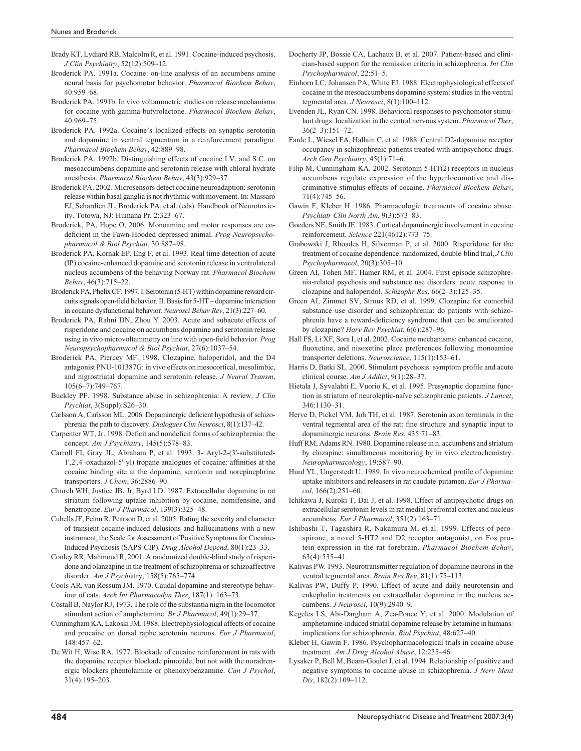Brady KT, Lydiard RB, Malcolm R, et al. 1991. Cocaine-induced psychosis. *J Clin Psychiatry*, 52(12):509–12.

Broderick PA. 1991a. Cocaine: on-line analysis of an accumbens amine neural basis for psychomotor behavior. *Pharmacol Biochem Behav*, 40:959–68.

Broderick PA. 1991b. In vivo voltammetric studies on release mechanisms for cocaine with gamma-butyrolactone. *Pharmacol Biochem Behav*, 40:969–75.

Broderick PA. 1992a. Cocaine's localized effects on synaptic serotonin and dopamine in ventral tegmentum in a reinforcement paradigm. *Pharmacol Biochem Behav*, 42:889–98.

Broderick PA. 1992b. Distinguishing effects of cocaine I.V. and S.C. on mesoaccumbens dopamine and serotonin release with chloral hydrate anesthesia. *Pharmacol Biochem Behav*, 43(3):929–37.

Broderick PA. 2002. Microsensors detect cocaine neuroadaption: serotonin release within basal ganglia is not rhythmic with movement. In: Massaro EJ, Schardien JL, Broderick PA, et al. (eds). Handbook of Neurotoxicity. Totowa, NJ: Humana Pr, 2:323–67.

Broderick, PA, Hope O, 2006. Monoamine and motor responses are codeficient in the Fawn-Hooded depressed animal. *Prog Neuropsychopharmacol & Biol Psychiat*, 30:887–98.

Broderick PA, Kornak EP, Eng F, et al. 1993. Real time detection of acute (IP) cocaine-enhanced dopamine and serotonin release in ventrolateral nucleus accumbens of the behaving Norway rat. *Pharmacol Biochem Behav*, 46(3):715–22.

Broderick PA, Phelix CF. 1997. I. Serotonin (5-HT) within dopamine reward circuits signals open-field behavior. II. Basis for 5-HT – dopamine interaction in cocaine dysfunctional behavior. *Neurosci Behav Rev*, 21(3):227–60.

Broderick PA, Rahni DN, Zhou Y. 2003. Acute and subacute effects of risperidone and cocaine on accumbens dopamine and serotonin release using in vivo microvoltammetry on line with open-field behavior. *Prog Neuropsychopharmacol & Biol Psychiat*, 27(6):1037–54.

Broderick PA, Piercey MF. 1998. Clozapine, haloperidol, and the D4 antagonist PNU-101387G: in vivo effects on mesocortical, mesolimbic, and nigrostriatal dopamine and serotonin release. *J Neural Transm*, 105(6–7):749–767.

Buckley PF. 1998. Substance abuse in schizophrenia: A review. *J Clin Psychiat*, 3(Suppl):S26–30.

Carlsson A, Carlsson ML. 2006. Dopaminergic deficient hypothesis of schizophrenia: the path to discovery. *Dialogues Clin Neurosci*, 8(1):137–42.

Carpenter WT, Jr. 1998. Deficit and nondeficit forms of schizophrenia: the concept. *Am J Psychiatry*, 145(5):578–83.

Carroll FI, Gray JL, Abraham P, et al. 1993. 3- Aryl-2-(3'-substituted-1',2',4'-oxadiazol-5'-yl) tropane analogues of cocaine: affinities at the cocaine binding site at the dopamine, serotonin and norepinephrine transporters. *J Chem*, 36:2886–90.

Church WH, Justice JB, Jr, Byrd LD. 1987. Extracellular dopamine in rat striatum following uptake inhibition by cocaine, nomifensine, and benztropine. *Eur J Pharmacol*, 139(3):325–48.

Cubells JF, Feinn R, Pearson D, et al. 2005. Rating the severity and character of transient cocaine-induced delusions and hallucinations with a new instrument, the Scale for Assessment of Positive Symptoms for Cocaine-Induced Psychosis (SAPS-CIP). *Drug Alcohol Depend*, 80(1):23–33.

Conley RR, Mahmoud R, 2001. A randomized double-blind study of risperidone and olanzapine in the treatment of schizophrenia or schizoaffective disorder. *Am J Psychi*atry, 158(5):765–774.

Cools AR, van Rossum JM. 1970. Caudal dopamine and stereotype behaviour of cats. *Arch Int Pharmacodyn Ther*, 187(1): 163–73.

Costall B, Naylor RJ, 1973. The role of the substantia nigra in the locomotor stimulant action of amphetamine. *Br J Pharmacol*, 49(1):29–37.

Cunningham KA, Lakoski JM. 1988. Electrophysiological affects of cocaine and procaine on dorsal raphe serotonin neurons. *Eur J Pharmacol*, 148:457–62.

De Wit H, Wise RA. 1977. Blockade of cocaine reinforcement in rats with the dopamine receptor blockade pimozide, but not with the noradrenergic blockers phentolamine or phenoxybenzamine. *Can J Psychol*, 31(4):195–203.

Docherty JP, Bossie CA, Lachaux B, et al. 2007. Patient-based and clinician-based support for the remission criteria in schizophrenia. *Int Clin Psychopharmacol*, 22:51–5.

Einhorn LC, Johansen PA, White FJ. 1988. Electrophysiological effects of cocaine in the mesoaccumbens dopamine system: studies in the ventral tegmental area. *J Neurosci*, 8(1):100–112.

Evenden JL, Ryan CN. 1998. Behavioral responses to psychomotor stimulant drugs: localization in the central nervous system. *Pharmacol Ther*, 36(2–3):151–72.

Farde L, Wiesel FA, Hallain C, et al. 1988. Central D2-dopamine receptor occupancy in schizophrenic patients treated with antipsychotic drugs. *Arch Gen Psychiatry*, 45(1):71–6.

Filip M, Cunningham KA. 2002. Serotonin 5-HT(2) receptors in nucleus accumbens regulate expression of the hyperlocomotive and discriminative stimulus effects of cocaine. *Pharmacol Biochem Behav*, 71(4):745–56.

Gawin F, Kleber H. 1986. Pharmacologic treatments of cocaine abuse. *Psychiatr Clin North Am,* 9(3):573–83.

Goeders NE, Smith JE. 1983. Cortical dopaminergic involvement in cocaine reinforcement. *Science* 221(4612):773–75.

Grabowski J, Rhoades H, Silverman P, et al. 2000. Risperidone for the treatment of cocaine dependence: randomized, double-blind trial, *J Clin Psychopharmacol*, 20(3):305–10.

Green AI, Tohen MF, Hamer RM, et al. 2004. First episode schizophrenia-related psychosis and substance use disorders: acute response to clozapine and haloperidol. *Schizophr Res*, 66(2–3):125–35.

Green AI, Zimmet SV, Strous RD, et al. 1999. Clozapine for comorbid substance use disorder and schizophrenia: do patients with schizophrenia have a reward-deficiency syndrome that can be ameliorated by clozapine? *Harv Rev Psychiat*, 6(6):287–96.

Hall FS, Li XF, Sora I, et al. 2002. Cocaine mechanisms: enhanced cocaine, fluoxetine, and nisoxetine place preferences following monoamine transporter deletions. *Neuroscience*, 115(1):153–61.

Harris D, Batki SL. 2000. Stimulant psychosis: symptom profile and acute clinical course. *Am J Addict*, 9(1):28–37.

Hietala J, Syvalahti E, Vuorio K, et al. 1995. Presynaptic dopamine function in striatum of neuroleptic-naïve schizophrenic patients. *J Lancet*, 346:1130–31.

Herve D, Pickel VM, Joh TH, et al. 1987. Serotonin axon terminals in the ventral tegmental area of the rat: fine structure and synaptic input to dopaminergic neurons. *Brain Res*, 435:71–83.

Huff RM, Adams RN. 1980. Dopamine release in n. accumbens and striatum by clozapine: simultaneous monitoring by in vivo electrochemistry. *Neuropharmacology*, 19:587–90.

Hurd YL, Ungerstedt U. 1989. In vivo neurochemical profile of dopamine uptake inhibitors and releasers in rat caudate-putamen. *Eur J Pharmacol*, 166(2):251–60.

Ichikawa J, Kuroki T, Dai J, et al. 1998. Effect of antipsychotic drugs on extracellular serotonin levels in rat medial prefrontal cortex and nucleus accumbens. *Eur J Pharmacol*, 351(2):163–71.

Ishibashi T, Tagashira R, Nakamura M, et al. 1999. Effects of perospirone, a novel 5-HT2 and D2 receptor antagonist, on Fos protein expression in the rat forebrain. *Pharmacol Biochem Behav*, 63(4):535–41.

Kalivas PW. 1993. Neurotransmitter regulation of dopamine neurons in the ventral tegmental area. *Brain Res Rev*, 81(1):75–113.

Kalivas PW, Duffy P, 1990. Effect of acute and daily neurotensin and enkephalin treatments on extracellular dopamine in the nucleus accumbens. *J Neurosci*, 10(9):2940–9.

Kegeles LS, Abi-Dargham A, Zea-Ponce Y, et al. 2000. Modulation of amphetamine-induced striatal dopamine release by ketamine in humans: implications for schizophrenia. *Biol Psychiat*, 48:627–40.

Kleber H, Gawin F. 1986. Psychopharmacological trials in cocaine abuse treatment. *Am J Drug Alcohol Abuse*, 12:235–46.

Lysaker P, Bell M, Beam-Goulet J, et al. 1994. Relationship of positive and negative symptoms to cocaine abuse in schizophrenia. *J Nerv Ment Dis*, 182(2):109–112.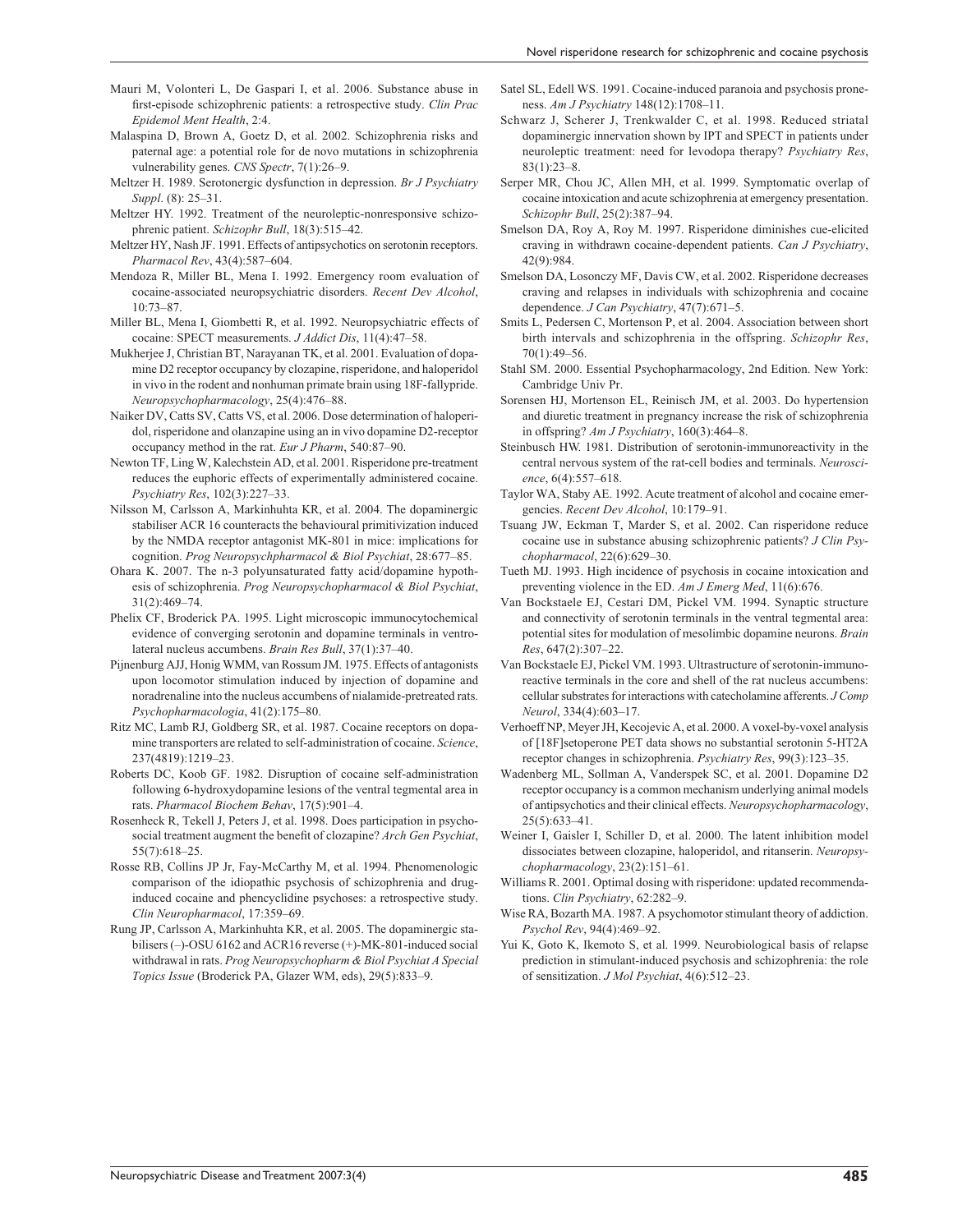Mauri M, Volonteri L, De Gaspari I, et al. 2006. Substance abuse in first-episode schizophrenic patients: a retrospective study. *Clin Prac Epidemol Ment Health*, 2:4.

Malaspina D, Brown A, Goetz D, et al. 2002. Schizophrenia risks and paternal age: a potential role for de novo mutations in schizophrenia vulnerability genes. *CNS Spectr*, 7(1):26–9.

Meltzer H. 1989. Serotonergic dysfunction in depression. *Br J Psychiatry Suppl*. (8): 25–31.

Meltzer HY. 1992. Treatment of the neuroleptic-nonresponsive schizophrenic patient. *Schizophr Bull*, 18(3):515–42.

Meltzer HY, Nash JF. 1991. Effects of antipsychotics on serotonin receptors. *Pharmacol Rev*, 43(4):587–604.

Mendoza R, Miller BL, Mena I. 1992. Emergency room evaluation of cocaine-associated neuropsychiatric disorders. *Recent Dev Alcohol*, 10:73–87.

Miller BL, Mena I, Giombetti R, et al. 1992. Neuropsychiatric effects of cocaine: SPECT measurements. *J Addict Dis*, 11(4):47–58.

Mukherjee J, Christian BT, Narayanan TK, et al. 2001. Evaluation of dopamine D2 receptor occupancy by clozapine, risperidone, and haloperidol in vivo in the rodent and nonhuman primate brain using 18F-fallypride. *Neuropsychopharmacology*, 25(4):476–88.

Naiker DV, Catts SV, Catts VS, et al. 2006. Dose determination of haloperidol, risperidone and olanzapine using an in vivo dopamine D2-receptor occupancy method in the rat. *Eur J Pharm*, 540:87–90.

Newton TF, Ling W, Kalechstein AD, et al. 2001. Risperidone pre-treatment reduces the euphoric effects of experimentally administered cocaine. *Psychiatry Res*, 102(3):227–33.

Nilsson M, Carlsson A, Markinhuhta KR, et al. 2004. The dopaminergic stabiliser ACR 16 counteracts the behavioural primitivization induced by the NMDA receptor antagonist MK-801 in mice: implications for cognition. *Prog Neuropsychpharmacol & Biol Psychiat*, 28:677–85.

Ohara K. 2007. The n-3 polyunsaturated fatty acid/dopamine hypothesis of schizophrenia. *Prog Neuropsychopharmacol & Biol Psychiat*, 31(2):469–74.

Phelix CF, Broderick PA. 1995. Light microscopic immunocytochemical evidence of converging serotonin and dopamine terminals in ventrolateral nucleus accumbens. *Brain Res Bull*, 37(1):37–40.

Pijnenburg AJJ, Honig WMM, van Rossum JM. 1975. Effects of antagonists upon locomotor stimulation induced by injection of dopamine and noradrenaline into the nucleus accumbens of nialamide-pretreated rats. *Psychopharmacologia*, 41(2):175–80.

Ritz MC, Lamb RJ, Goldberg SR, et al. 1987. Cocaine receptors on dopamine transporters are related to self-administration of cocaine. *Science*, 237(4819):1219–23.

Roberts DC, Koob GF. 1982. Disruption of cocaine self-administration following 6-hydroxydopamine lesions of the ventral tegmental area in rats. *Pharmacol Biochem Behav*, 17(5):901–4.

Rosenheck R, Tekell J, Peters J, et al. 1998. Does participation in psychosocial treatment augment the benefit of clozapine? *Arch Gen Psychiat*, 55(7):618–25.

Rosse RB, Collins JP Jr, Fay-McCarthy M, et al. 1994. Phenomenologic comparison of the idiopathic psychosis of schizophrenia and drug-induced cocaine and phencyclidine psychoses: a retrospective study. *Clin Neuropharmacol*, 17:359–69.

Rung JP, Carlsson A, Markinhuhta KR, et al. 2005. The dopaminergic stabilisers (–)-OSU 6162 and ACR16 reverse (+)-MK-801-induced social withdrawal in rats. *Prog Neuropsychopharm & Biol Psychiat A Special Topics Issue* (Broderick PA, Glazer WM, eds), 29(5):833–9.

Satel SL, Edell WS. 1991. Cocaine-induced paranoia and psychosis proneness. *Am J Psychiatry* 148(12):1708–11.

Schwarz J, Scherer J, Trenkwalder C, et al. 1998. Reduced striatal dopaminergic innervation shown by IPT and SPECT in patients under neuroleptic treatment: need for levodopa therapy? *Psychiatry Res*, 83(1):23–8.

Serper MR, Chou JC, Allen MH, et al. 1999. Symptomatic overlap of cocaine intoxication and acute schizophrenia at emergency presentation. *Schizophr Bull*, 25(2):387–94.

Smelson DA, Roy A, Roy M. 1997. Risperidone diminishes cue-elicited craving in withdrawn cocaine-dependent patients. *Can J Psychiatry*, 42(9):984.

Smelson DA, Losonczy MF, Davis CW, et al. 2002. Risperidone decreases craving and relapses in individuals with schizophrenia and cocaine dependence. *J Can Psychiatry*, 47(7):671–5.

Smits L, Pedersen C, Mortenson P, et al. 2004. Association between short birth intervals and schizophrenia in the offspring. *Schizophr Res*, 70(1):49–56.

Stahl SM. 2000. Essential Psychopharmacology, 2nd Edition. New York: Cambridge Univ Pr.

Sorensen HJ, Mortenson EL, Reinisch JM, et al. 2003. Do hypertension and diuretic treatment in pregnancy increase the risk of schizophrenia in offspring? *Am J Psychiatry*, 160(3):464–8.

Steinbusch HW. 1981. Distribution of serotonin-immunoreactivity in the central nervous system of the rat-cell bodies and terminals. *Neuroscience*, 6(4):557–618.

Taylor WA, Staby AE. 1992. Acute treatment of alcohol and cocaine emergencies. *Recent Dev Alcohol*, 10:179–91.

Tsuang JW, Eckman T, Marder S, et al. 2002. Can risperidone reduce cocaine use in substance abusing schizophrenic patients? *J Clin Psychopharmacol*, 22(6):629–30.

Tueth MJ. 1993. High incidence of psychosis in cocaine intoxication and preventing violence in the ED. *Am J Emerg Med*, 11(6):676.

Van Bockstaele EJ, Cestari DM, Pickel VM. 1994. Synaptic structure and connectivity of serotonin terminals in the ventral tegmental area: potential sites for modulation of mesolimbic dopamine neurons. *Brain Res*, 647(2):307–22.

Van Bockstaele EJ, Pickel VM. 1993. Ultrastructure of serotonin-immunoreactive terminals in the core and shell of the rat nucleus accumbens: cellular substrates for interactions with catecholamine afferents. *J Comp Neurol*, 334(4):603–17.

Verhoeff NP, Meyer JH, Kecojevic A, et al. 2000. A voxel-by-voxel analysis of [18F]setoperone PET data shows no substantial serotonin 5-HT2A receptor changes in schizophrenia. *Psychiatry Res*, 99(3):123–35.

Wadenberg ML, Sollman A, Vanderspek SC, et al. 2001. Dopamine D2 receptor occupancy is a common mechanism underlying animal models of antipsychotics and their clinical effects. *Neuropsychopharmacology*, 25(5):633–41.

Weiner I, Gaisler I, Schiller D, et al. 2000. The latent inhibition model dissociates between clozapine, haloperidol, and ritanserin. *Neuropsychopharmacology*, 23(2):151–61.

Williams R. 2001. Optimal dosing with risperidone: updated recommendations. *Clin Psychiatry*, 62:282–9.

Wise RA, Bozarth MA. 1987. A psychomotor stimulant theory of addiction. *Psychol Rev*, 94(4):469–92.

Yui K, Goto K, Ikemoto S, et al. 1999. Neurobiological basis of relapse prediction in stimulant-induced psychosis and schizophrenia: the role of sensitization. *J Mol Psychiat*, 4(6):512–23.